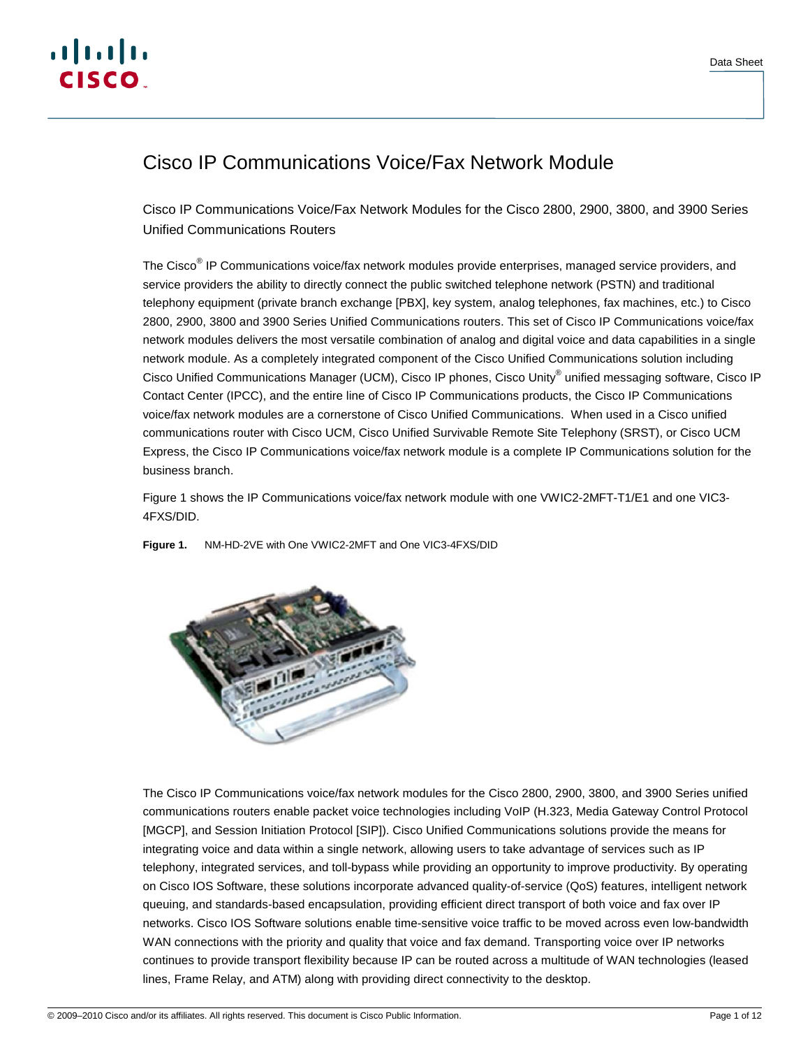# Cisco IP Communications Voice/Fax Network Module

Cisco IP Communications Voice/Fax Network Modules for the Cisco 2800, 2900, 3800, and 3900 Series Unified Communications Routers

The Cisco® IP Communications voice/fax network modules provide enterprises, managed service providers, and service providers the ability to directly connect the public switched telephone network (PSTN) and traditional telephony equipment (private branch exchange [PBX], key system, analog telephones, fax machines, etc.) to Cisco 2800, 2900, 3800 and 3900 Series Unified Communications routers. This set of Cisco IP Communications voice/fax network modules delivers the most versatile combination of analog and digital voice and data capabilities in a single network module. As a completely integrated component of the Cisco Unified Communications solution including Cisco Unified Communications Manager (UCM), Cisco IP phones, Cisco Unity® unified messaging software, Cisco IP Contact Center (IPCC), and the entire line of Cisco IP Communications products, the Cisco IP Communications voice/fax network modules are a cornerstone of Cisco Unified Communications. When used in a Cisco unified communications router with Cisco UCM, Cisco Unified Survivable Remote Site Telephony (SRST), or Cisco UCM Express, the Cisco IP Communications voice/fax network module is a complete IP Communications solution for the business branch.

Figure 1 shows the IP Communications voice/fax network module with one VWIC2-2MFT-T1/E1 and one VIC3-4FXS/DID.

**Figure 1.** NM-HD-2VE with One VWIC2-2MFT and One VIC3-4FXS/DID

The Cisco IP Communications voice/fax network modules for the Cisco 2800, 2900, 3800, and 3900 Series unified communications routers enable packet voice technologies including VoIP (H.323, Media Gateway Control Protocol [MGCP], and Session Initiation Protocol [SIP]). Cisco Unified Communications solutions provide the means for integrating voice and data within a single network, allowing users to take advantage of services such as IP telephony, integrated services, and toll-bypass while providing an opportunity to improve productivity. By operating on Cisco IOS Software, these solutions incorporate advanced quality-of-service (QoS) features, intelligent network queuing, and standards-based encapsulation, providing efficient direct transport of both voice and fax over IP networks. Cisco IOS Software solutions enable time-sensitive voice traffic to be moved across even low-bandwidth WAN connections with the priority and quality that voice and fax demand. Transporting voice over IP networks continues to provide transport flexibility because IP can be routed across a multitude of WAN technologies (leased lines, Frame Relay, and ATM) along with providing direct connectivity to the desktop.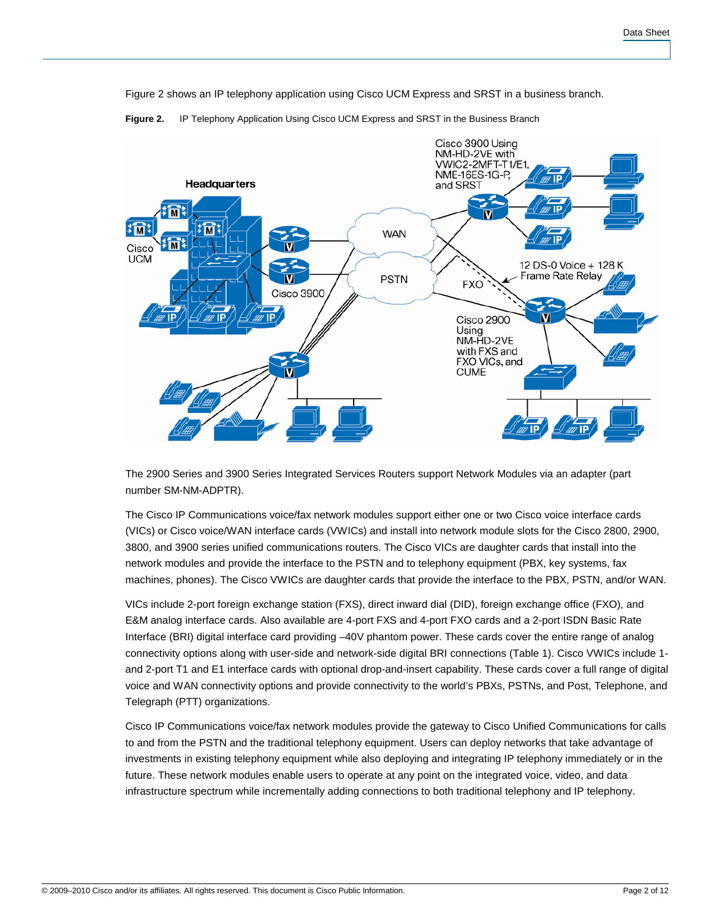Figure 2 shows an IP telephony application using Cisco UCM Express and SRST in a business branch.

**Figure 2.** IP Telephony Application Using Cisco UCM Express and SRST in the Business Branch

The 2900 Series and 3900 Series Integrated Services Routers support Network Modules via an adapter (part number SM-NM-ADPTR).

The Cisco IP Communications voice/fax network modules support either one or two Cisco voice interface cards (VICs) or Cisco voice/WAN interface cards (VWICs) and install into network module slots for the Cisco 2800, 2900, 3800, and 3900 series unified communications routers. The Cisco VICs are daughter cards that install into the network modules and provide the interface to the PSTN and to telephony equipment (PBX, key systems, fax machines, phones). The Cisco VWICs are daughter cards that provide the interface to the PBX, PSTN, and/or WAN.

VICs include 2-port foreign exchange station (FXS), direct inward dial (DID), foreign exchange office (FXO), and E&M analog interface cards. Also available are 4-port FXS and 4-port FXO cards and a 2-port ISDN Basic Rate Interface (BRI) digital interface card providing –40V phantom power. These cards cover the entire range of analog connectivity options along with user-side and network-side digital BRI connections (Table 1). Cisco VWICs include 1- and 2-port T1 and E1 interface cards with optional drop-and-insert capability. These cards cover a full range of digital voice and WAN connectivity options and provide connectivity to the world's PBXs, PSTNs, and Post, Telephone, and Telegraph (PTT) organizations.

Cisco IP Communications voice/fax network modules provide the gateway to Cisco Unified Communications for calls to and from the PSTN and the traditional telephony equipment. Users can deploy networks that take advantage of investments in existing telephony equipment while also deploying and integrating IP telephony immediately or in the future. These network modules enable users to operate at any point on the integrated voice, video, and data infrastructure spectrum while incrementally adding connections to both traditional telephony and IP telephony.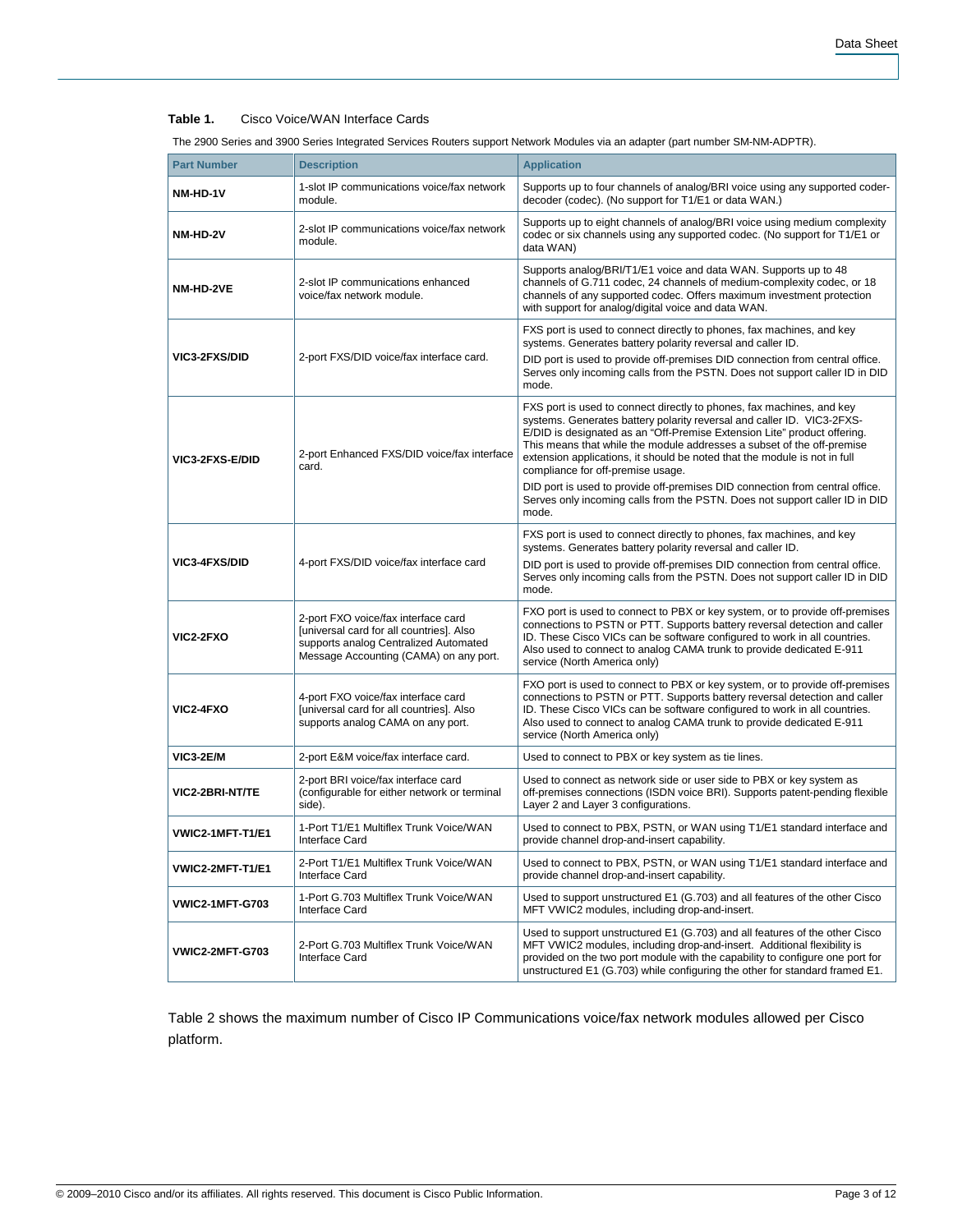**Table 1.** Cisco Voice/WAN Interface Cards

The 2900 Series and 3900 Series Integrated Services Routers support Network Modules via an adapter (part number SM-NM-ADPTR).

| Part Number | Description | Application |
|---|---|---|
| **NM-HD-1V** | 1-slot IP communications voice/fax network module. | Supports up to four channels of analog/BRI voice using any supported coder-decoder (codec). (No support for T1/E1 or data WAN.) |
| **NM-HD-2V** | 2-slot IP communications voice/fax network module. | Supports up to eight channels of analog/BRI voice using medium complexity codec or six channels using any supported codec. (No support for T1/E1 or data WAN) |
| **NM-HD-2VE** | 2-slot IP communications enhanced voice/fax network module. | Supports analog/BRI/T1/E1 voice and data WAN. Supports up to 48 channels of G.711 codec, 24 channels of medium-complexity codec, or 18 channels of any supported codec. Offers maximum investment protection with support for analog/digital voice and data WAN. |
| **VIC3-2FXS/DID** | 2-port FXS/DID voice/fax interface card. | FXS port is used to connect directly to phones, fax machines, and key systems. Generates battery polarity reversal and caller ID.<br>DID port is used to provide off-premises DID connection from central office. Serves only incoming calls from the PSTN. Does not support caller ID in DID mode. |
| **VIC3-2FXS-E/DID** | 2-port Enhanced FXS/DID voice/fax interface card. | FXS port is used to connect directly to phones, fax machines, and key systems. Generates battery polarity reversal and caller ID. VIC3-2FXS-E/DID is designated as an "Off-Premise Extension Lite" product offering. This means that while the module addresses a subset of the off-premise extension applications, it should be noted that the module is not in full compliance for off-premise usage.<br>DID port is used to provide off-premises DID connection from central office. Serves only incoming calls from the PSTN. Does not support caller ID in DID mode. |
| **VIC3-4FXS/DID** | 4-port FXS/DID voice/fax interface card | FXS port is used to connect directly to phones, fax machines, and key systems. Generates battery polarity reversal and caller ID.<br>DID port is used to provide off-premises DID connection from central office. Serves only incoming calls from the PSTN. Does not support caller ID in DID mode. |
| **VIC2-2FXO** | 2-port FXO voice/fax interface card [universal card for all countries]. Also supports analog Centralized Automated Message Accounting (CAMA) on any port. | FXO port is used to connect to PBX or key system, or to provide off-premises connections to PSTN or PTT. Supports battery reversal detection and caller ID. These Cisco VICs can be software configured to work in all countries. Also used to connect to analog CAMA trunk to provide dedicated E-911 service (North America only) |
| **VIC2-4FXO** | 4-port FXO voice/fax interface card [universal card for all countries]. Also supports analog CAMA on any port. | FXO port is used to connect to PBX or key system, or to provide off-premises connections to PSTN or PTT. Supports battery reversal detection and caller ID. These Cisco VICs can be software configured to work in all countries. Also used to connect to analog CAMA trunk to provide dedicated E-911 service (North America only) |
| **VIC3-2E/M** | 2-port E&M voice/fax interface card. | Used to connect to PBX or key system as tie lines. |
| **VIC2-2BRI-NT/TE** | 2-port BRI voice/fax interface card (configurable for either network or terminal side). | Used to connect as network side or user side to PBX or key system as off-premises connections (ISDN voice BRI). Supports patent-pending flexible Layer 2 and Layer 3 configurations. |
| **VWIC2-1MFT-T1/E1** | 1-Port T1/E1 Multiflex Trunk Voice/WAN Interface Card | Used to connect to PBX, PSTN, or WAN using T1/E1 standard interface and provide channel drop-and-insert capability. |
| **VWIC2-2MFT-T1/E1** | 2-Port T1/E1 Multiflex Trunk Voice/WAN Interface Card | Used to connect to PBX, PSTN, or WAN using T1/E1 standard interface and provide channel drop-and-insert capability. |
| **VWIC2-1MFT-G703** | 1-Port G.703 Multiflex Trunk Voice/WAN Interface Card | Used to support unstructured E1 (G.703) and all features of the other Cisco MFT VWIC2 modules, including drop-and-insert. |
| **VWIC2-2MFT-G703** | 2-Port G.703 Multiflex Trunk Voice/WAN Interface Card | Used to support unstructured E1 (G.703) and all features of the other Cisco MFT VWIC2 modules, including drop-and-insert. Additional flexibility is provided on the two port module with the capability to configure one port for unstructured E1 (G.703) while configuring the other for standard framed E1. |

Table 2 shows the maximum number of Cisco IP Communications voice/fax network modules allowed per Cisco platform.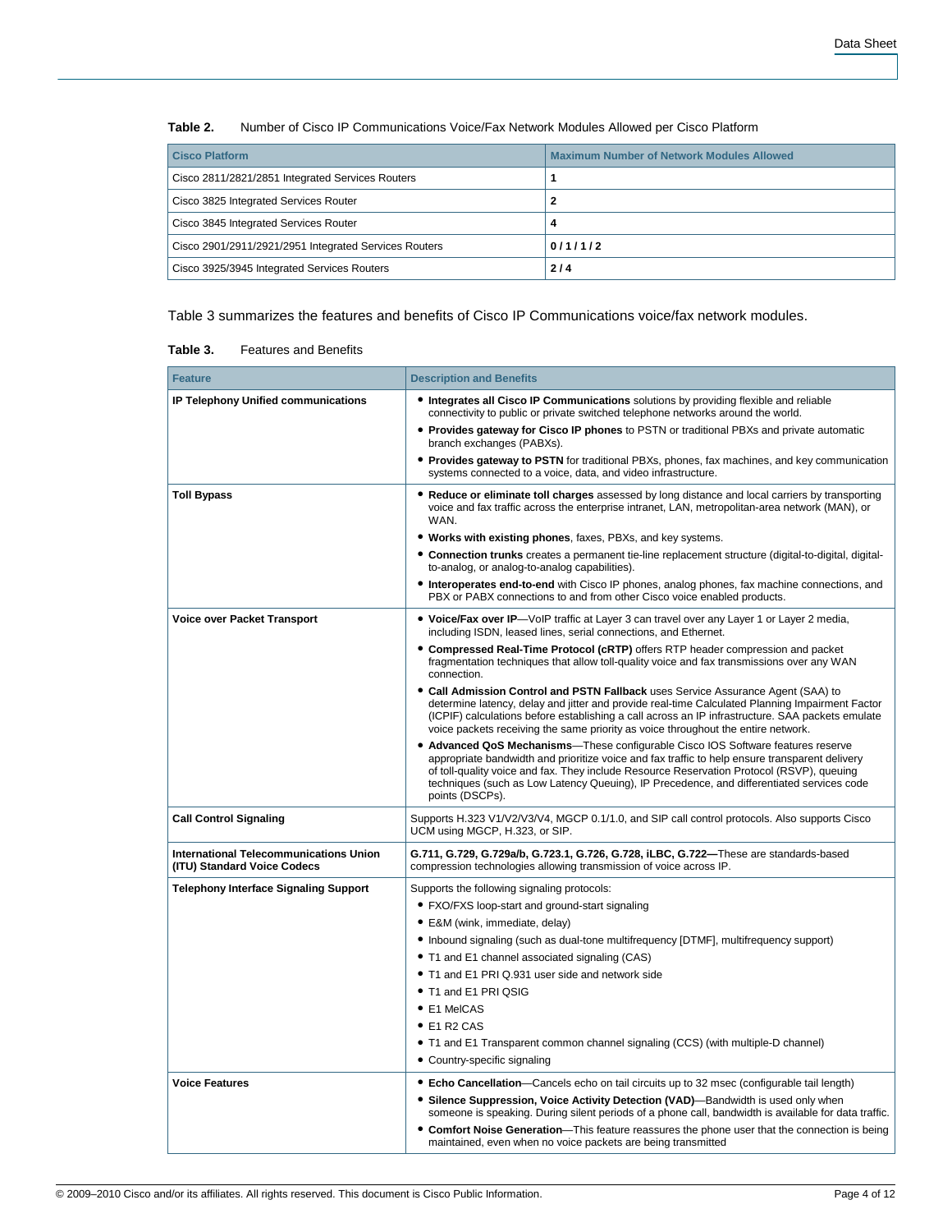**Table 2.** Number of Cisco IP Communications Voice/Fax Network Modules Allowed per Cisco Platform

| Cisco Platform | Maximum Number of Network Modules Allowed |
| --- | --- |
| Cisco 2811/2821/2851 Integrated Services Routers | **1** |
| Cisco 3825 Integrated Services Router | **2** |
| Cisco 3845 Integrated Services Router | **4** |
| Cisco 2901/2911/2921/2951 Integrated Services Routers | **0 / 1 / 1 / 2** |
| Cisco 3925/3945 Integrated Services Routers | **2 / 4** |

Table 3 summarizes the features and benefits of Cisco IP Communications voice/fax network modules.

**Table 3.** Features and Benefits

| Feature | Description and Benefits |
| --- | --- |
| **IP Telephony Unified communications** | • **Integrates all Cisco IP Communications** solutions by providing flexible and reliable connectivity to public or private switched telephone networks around the world.<br>• **Provides gateway for Cisco IP phones** to PSTN or traditional PBXs and private automatic branch exchanges (PABXs).<br>• **Provides gateway to PSTN** for traditional PBXs, phones, fax machines, and key communication systems connected to a voice, data, and video infrastructure. |
| **Toll Bypass** | • **Reduce or eliminate toll charges** assessed by long distance and local carriers by transporting voice and fax traffic across the enterprise intranet, LAN, metropolitan-area network (MAN), or WAN.<br>• **Works with existing phones**, faxes, PBXs, and key systems.<br>• **Connection trunks** creates a permanent tie-line replacement structure (digital-to-digital, digital-to-analog, or analog-to-analog capabilities).<br>• **Interoperates end-to-end** with Cisco IP phones, analog phones, fax machine connections, and PBX or PABX connections to and from other Cisco voice enabled products. |
| **Voice over Packet Transport** | • **Voice/Fax over IP**—VoIP traffic at Layer 3 can travel over any Layer 1 or Layer 2 media, including ISDN, leased lines, serial connections, and Ethernet.<br>• **Compressed Real-Time Protocol (cRTP)** offers RTP header compression and packet fragmentation techniques that allow toll-quality voice and fax transmissions over any WAN connection.<br>• **Call Admission Control and PSTN Fallback** uses Service Assurance Agent (SAA) to determine latency, delay and jitter and provide real-time Calculated Planning Impairment Factor (ICPIF) calculations before establishing a call across an IP infrastructure. SAA packets emulate voice packets receiving the same priority as voice throughout the entire network.<br>• **Advanced QoS Mechanisms**—These configurable Cisco IOS Software features reserve appropriate bandwidth and prioritize voice and fax traffic to help ensure transparent delivery of toll-quality voice and fax. They include Resource Reservation Protocol (RSVP), queuing techniques (such as Low Latency Queuing), IP Precedence, and differentiated services code points (DSCPs). |
| **Call Control Signaling** | Supports H.323 V1/V2/V3/V4, MGCP 0.1/1.0, and SIP call control protocols. Also supports Cisco UCM using MGCP, H.323, or SIP. |
| **International Telecommunications Union (ITU) Standard Voice Codecs** | **G.711, G.729, G.729a/b, G.723.1, G.726, G.728, iLBC, G.722—**These are standards-based compression technologies allowing transmission of voice across IP. |
| **Telephony Interface Signaling Support** | Supports the following signaling protocols:<br>• FXO/FXS loop-start and ground-start signaling<br>• E&M (wink, immediate, delay)<br>• Inbound signaling (such as dual-tone multifrequency [DTMF], multifrequency support)<br>• T1 and E1 channel associated signaling (CAS)<br>• T1 and E1 PRI Q.931 user side and network side<br>• T1 and E1 PRI QSIG<br>• E1 MelCAS<br>• E1 R2 CAS<br>• T1 and E1 Transparent common channel signaling (CCS) (with multiple-D channel)<br>• Country-specific signaling |
| **Voice Features** | • **Echo Cancellation**—Cancels echo on tail circuits up to 32 msec (configurable tail length)<br>• **Silence Suppression, Voice Activity Detection (VAD)**—Bandwidth is used only when someone is speaking. During silent periods of a phone call, bandwidth is available for data traffic.<br>• **Comfort Noise Generation**—This feature reassures the phone user that the connection is being maintained, even when no voice packets are being transmitted |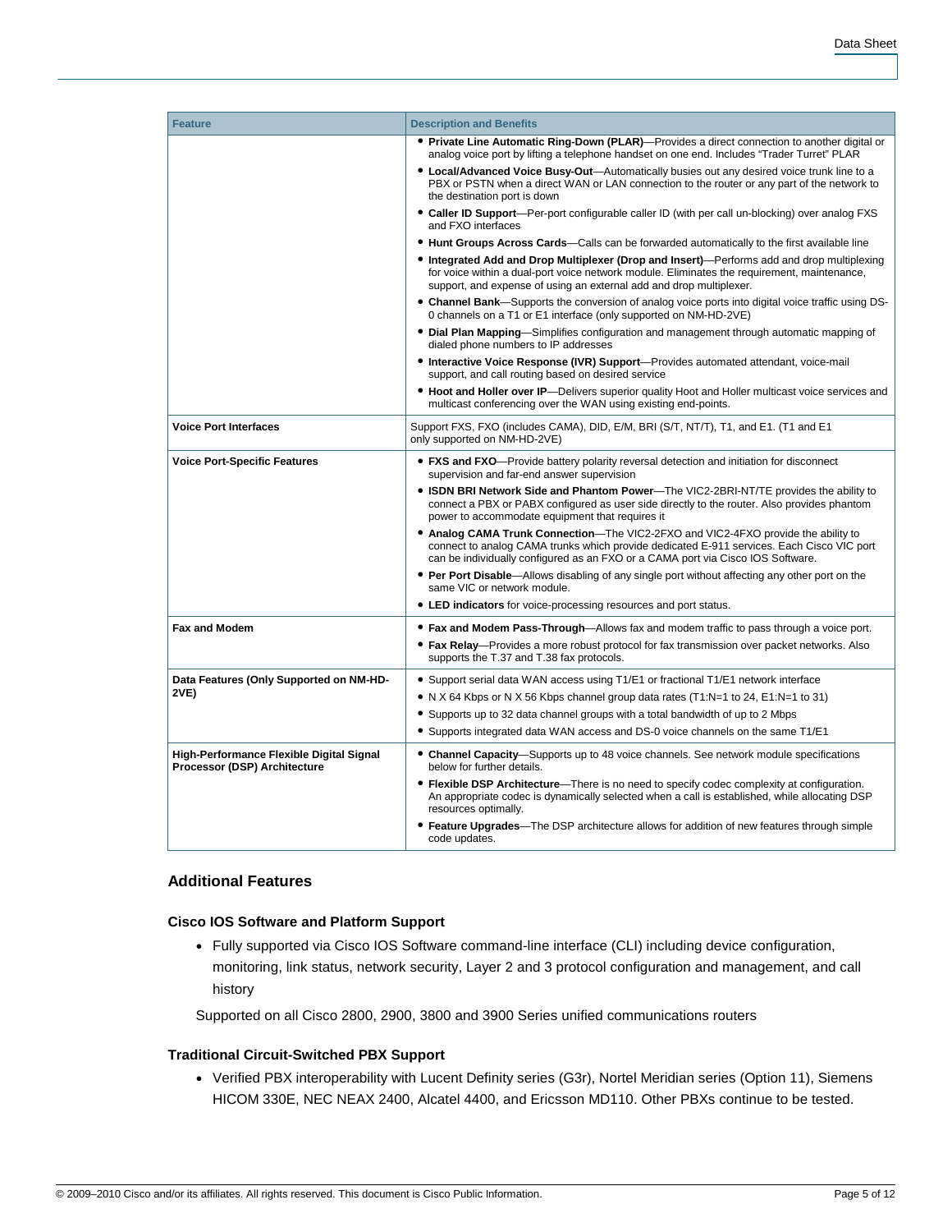| Feature | Description and Benefits |
| --- | --- |
| | • **Private Line Automatic Ring-Down (PLAR)**—Provides a direct connection to another digital or analog voice port by lifting a telephone handset on one end. Includes "Trader Turret" PLAR<br>• **Local/Advanced Voice Busy-Out**—Automatically busies out any desired voice trunk line to a PBX or PSTN when a direct WAN or LAN connection to the router or any part of the network to the destination port is down<br>• **Caller ID Support**—Per-port configurable caller ID (with per call un-blocking) over analog FXS and FXO interfaces<br>• **Hunt Groups Across Cards**—Calls can be forwarded automatically to the first available line<br>• **Integrated Add and Drop Multiplexer (Drop and Insert)**—Performs add and drop multiplexing for voice within a dual-port voice network module. Eliminates the requirement, maintenance, support, and expense of using an external add and drop multiplexer.<br>• **Channel Bank**—Supports the conversion of analog voice ports into digital voice traffic using DS-0 channels on a T1 or E1 interface (only supported on NM-HD-2VE)<br>• **Dial Plan Mapping**—Simplifies configuration and management through automatic mapping of dialed phone numbers to IP addresses<br>• **Interactive Voice Response (IVR) Support**—Provides automated attendant, voice-mail support, and call routing based on desired service<br>• **Hoot and Holler over IP**—Delivers superior quality Hoot and Holler multicast voice services and multicast conferencing over the WAN using existing end-points. |
| **Voice Port Interfaces** | Support FXS, FXO (includes CAMA), DID, E/M, BRI (S/T, NT/T), T1, and E1. (T1 and E1 only supported on NM-HD-2VE) |
| **Voice Port-Specific Features** | • **FXS and FXO**—Provide battery polarity reversal detection and initiation for disconnect supervision and far-end answer supervision<br>• **ISDN BRI Network Side and Phantom Power**—The VIC2-2BRI-NT/TE provides the ability to connect a PBX or PABX configured as user side directly to the router. Also provides phantom power to accommodate equipment that requires it<br>• **Analog CAMA Trunk Connection**—The VIC2-2FXO and VIC2-4FXO provide the ability to connect to analog CAMA trunks which provide dedicated E-911 services. Each Cisco VIC port can be individually configured as an FXO or a CAMA port via Cisco IOS Software.<br>• **Per Port Disable**—Allows disabling of any single port without affecting any other port on the same VIC or network module.<br>• **LED indicators** for voice-processing resources and port status. |
| **Fax and Modem** | • **Fax and Modem Pass-Through**—Allows fax and modem traffic to pass through a voice port.<br>• **Fax Relay**—Provides a more robust protocol for fax transmission over packet networks. Also supports the T.37 and T.38 fax protocols. |
| **Data Features (Only Supported on NM-HD-2VE)** | • Support serial data WAN access using T1/E1 or fractional T1/E1 network interface<br>• N X 64 Kbps or N X 56 Kbps channel group data rates (T1:N=1 to 24, E1:N=1 to 31)<br>• Supports up to 32 data channel groups with a total bandwidth of up to 2 Mbps<br>• Supports integrated data WAN access and DS-0 voice channels on the same T1/E1 |
| **High-Performance Flexible Digital Signal Processor (DSP) Architecture** | • **Channel Capacity**—Supports up to 48 voice channels. See network module specifications below for further details.<br>• **Flexible DSP Architecture**—There is no need to specify codec complexity at configuration. An appropriate codec is dynamically selected when a call is established, while allocating DSP resources optimally.<br>• **Feature Upgrades**—The DSP architecture allows for addition of new features through simple code updates. |

## Additional Features

### Cisco IOS Software and Platform Support

- Fully supported via Cisco IOS Software command-line interface (CLI) including device configuration, monitoring, link status, network security, Layer 2 and 3 protocol configuration and management, and call history

Supported on all Cisco 2800, 2900, 3800 and 3900 Series unified communications routers

### Traditional Circuit-Switched PBX Support

- Verified PBX interoperability with Lucent Definity series (G3r), Nortel Meridian series (Option 11), Siemens HICOM 330E, NEC NEAX 2400, Alcatel 4400, and Ericsson MD110. Other PBXs continue to be tested.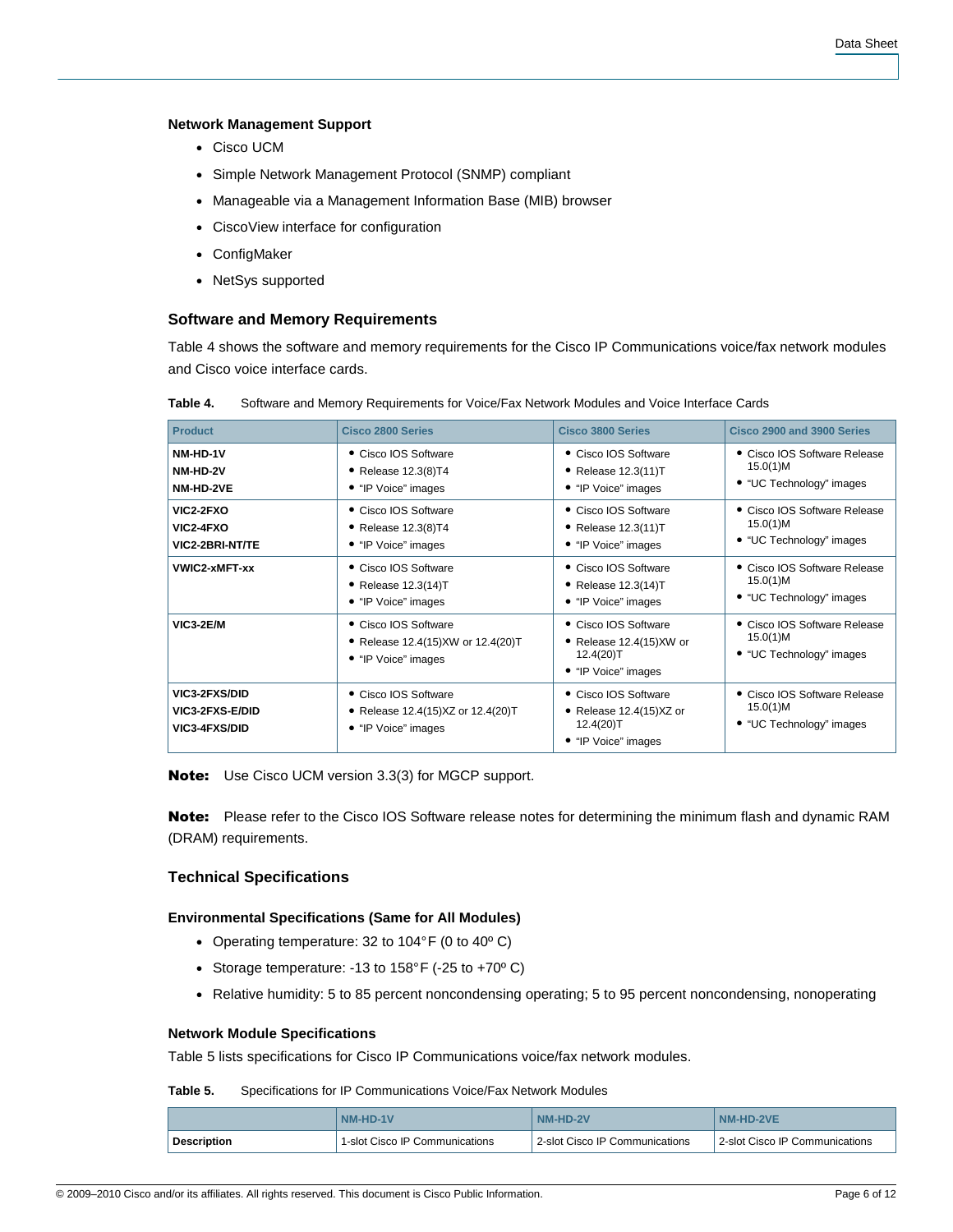### Network Management Support

- Cisco UCM
- Simple Network Management Protocol (SNMP) compliant
- Manageable via a Management Information Base (MIB) browser
- CiscoView interface for configuration
- ConfigMaker
- NetSys supported

## Software and Memory Requirements

Table 4 shows the software and memory requirements for the Cisco IP Communications voice/fax network modules and Cisco voice interface cards.

**Table 4.** Software and Memory Requirements for Voice/Fax Network Modules and Voice Interface Cards

| Product | Cisco 2800 Series | Cisco 3800 Series | Cisco 2900 and 3900 Series |
|---|---|---|---|
| **NM-HD-1V**<br>**NM-HD-2V**<br>**NM-HD-2VE** | • Cisco IOS Software<br>• Release 12.3(8)T4<br>• "IP Voice" images | • Cisco IOS Software<br>• Release 12.3(11)T<br>• "IP Voice" images | • Cisco IOS Software Release 15.0(1)M<br>• "UC Technology" images |
| **VIC2-2FXO**<br>**VIC2-4FXO**<br>**VIC2-2BRI-NT/TE** | • Cisco IOS Software<br>• Release 12.3(8)T4<br>• "IP Voice" images | • Cisco IOS Software<br>• Release 12.3(11)T<br>• "IP Voice" images | • Cisco IOS Software Release 15.0(1)M<br>• "UC Technology" images |
| **VWIC2-xMFT-xx** | • Cisco IOS Software<br>• Release 12.3(14)T<br>• "IP Voice" images | • Cisco IOS Software<br>• Release 12.3(14)T<br>• "IP Voice" images | • Cisco IOS Software Release 15.0(1)M<br>• "UC Technology" images |
| **VIC3-2E/M** | • Cisco IOS Software<br>• Release 12.4(15)XW or 12.4(20)T<br>• "IP Voice" images | • Cisco IOS Software<br>• Release 12.4(15)XW or 12.4(20)T<br>• "IP Voice" images | • Cisco IOS Software Release 15.0(1)M<br>• "UC Technology" images |
| **VIC3-2FXS/DID**<br>**VIC3-2FXS-E/DID**<br>**VIC3-4FXS/DID** | • Cisco IOS Software<br>• Release 12.4(15)XZ or 12.4(20)T<br>• "IP Voice" images | • Cisco IOS Software<br>• Release 12.4(15)XZ or 12.4(20)T<br>• "IP Voice" images | • Cisco IOS Software Release 15.0(1)M<br>• "UC Technology" images |

**Note:** Use Cisco UCM version 3.3(3) for MGCP support.

**Note:** Please refer to the Cisco IOS Software release notes for determining the minimum flash and dynamic RAM (DRAM) requirements.

## Technical Specifications

### Environmental Specifications (Same for All Modules)

- Operating temperature: 32 to 104°F (0 to 40º C)
- Storage temperature: -13 to 158°F (-25 to +70º C)
- Relative humidity: 5 to 85 percent noncondensing operating; 5 to 95 percent noncondensing, nonoperating

### Network Module Specifications

Table 5 lists specifications for Cisco IP Communications voice/fax network modules.

**Table 5.** Specifications for IP Communications Voice/Fax Network Modules

| | NM-HD-1V | NM-HD-2V | NM-HD-2VE |
|---|---|---|---|
| **Description** | 1-slot Cisco IP Communications | 2-slot Cisco IP Communications | 2-slot Cisco IP Communications |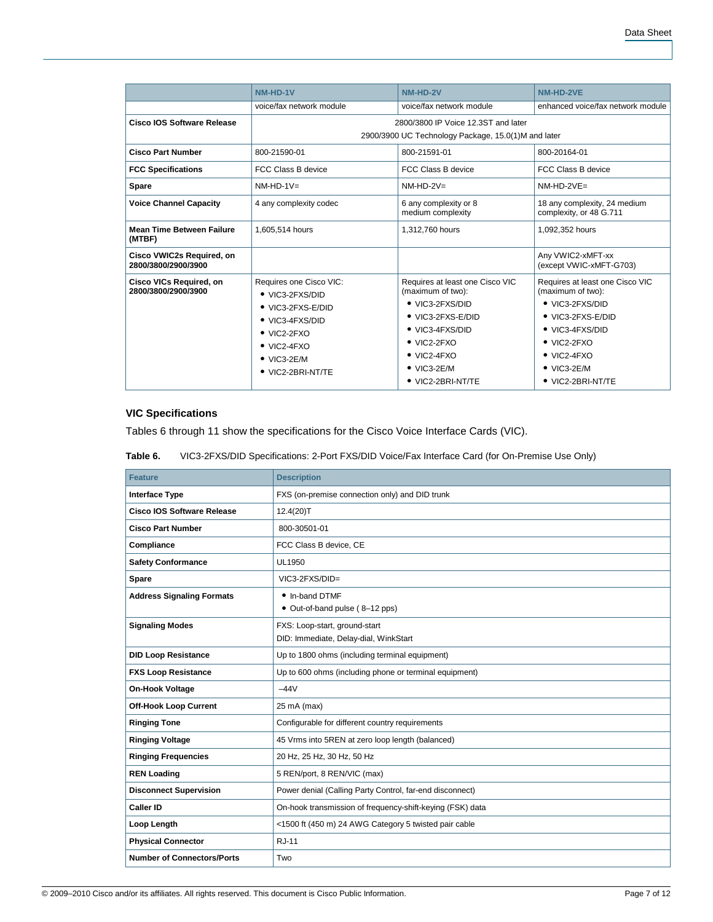| | NM-HD-1V | NM-HD-2V | NM-HD-2VE |
|---|---|---|---|
| | voice/fax network module | voice/fax network module | enhanced voice/fax network module |
| **Cisco IOS Software Release** | 2800/3800 IP Voice 12.3ST and later<br>2900/3900 UC Technology Package, 15.0(1)M and later | | |
| **Cisco Part Number** | 800-21590-01 | 800-21591-01 | 800-20164-01 |
| **FCC Specifications** | FCC Class B device | FCC Class B device | FCC Class B device |
| **Spare** | NM-HD-1V= | NM-HD-2V= | NM-HD-2VE= |
| **Voice Channel Capacity** | 4 any complexity codec | 6 any complexity or 8 medium complexity | 18 any complexity, 24 medium complexity, or 48 G.711 |
| **Mean Time Between Failure (MTBF)** | 1,605,514 hours | 1,312,760 hours | 1,092,352 hours |
| **Cisco VWIC2s Required, on 2800/3800/2900/3900** | | | Any VWIC2-xMFT-xx (except VWIC-xMFT-G703) |
| **Cisco VICs Required, on 2800/3800/2900/3900** | Requires one Cisco VIC:<br>• VIC3-2FXS/DID<br>• VIC3-2FXS-E/DID<br>• VIC3-4FXS/DID<br>• VIC2-2FXO<br>• VIC2-4FXO<br>• VIC3-2E/M<br>• VIC2-2BRI-NT/TE | Requires at least one Cisco VIC (maximum of two):<br>• VIC3-2FXS/DID<br>• VIC3-2FXS-E/DID<br>• VIC3-4FXS/DID<br>• VIC2-2FXO<br>• VIC2-4FXO<br>• VIC3-2E/M<br>• VIC2-2BRI-NT/TE | Requires at least one Cisco VIC (maximum of two):<br>• VIC3-2FXS/DID<br>• VIC3-2FXS-E/DID<br>• VIC3-4FXS/DID<br>• VIC2-2FXO<br>• VIC2-4FXO<br>• VIC3-2E/M<br>• VIC2-2BRI-NT/TE |

### VIC Specifications

Tables 6 through 11 show the specifications for the Cisco Voice Interface Cards (VIC).

**Table 6.** VIC3-2FXS/DID Specifications: 2-Port FXS/DID Voice/Fax Interface Card (for On-Premise Use Only)

| Feature | Description |
|---|---|
| **Interface Type** | FXS (on-premise connection only) and DID trunk |
| **Cisco IOS Software Release** | 12.4(20)T |
| **Cisco Part Number** | 800-30501-01 |
| **Compliance** | FCC Class B device, CE |
| **Safety Conformance** | UL1950 |
| **Spare** | VIC3-2FXS/DID= |
| **Address Signaling Formats** | • In-band DTMF<br>• Out-of-band pulse ( 8–12 pps) |
| **Signaling Modes** | FXS: Loop-start, ground-start<br>DID: Immediate, Delay-dial, WinkStart |
| **DID Loop Resistance** | Up to 1800 ohms (including terminal equipment) |
| **FXS Loop Resistance** | Up to 600 ohms (including phone or terminal equipment) |
| **On-Hook Voltage** | –44V |
| **Off-Hook Loop Current** | 25 mA (max) |
| **Ringing Tone** | Configurable for different country requirements |
| **Ringing Voltage** | 45 Vrms into 5REN at zero loop length (balanced) |
| **Ringing Frequencies** | 20 Hz, 25 Hz, 30 Hz, 50 Hz |
| **REN Loading** | 5 REN/port, 8 REN/VIC (max) |
| **Disconnect Supervision** | Power denial (Calling Party Control, far-end disconnect) |
| **Caller ID** | On-hook transmission of frequency-shift-keying (FSK) data |
| **Loop Length** | <1500 ft (450 m) 24 AWG Category 5 twisted pair cable |
| **Physical Connector** | RJ-11 |
| **Number of Connectors/Ports** | Two |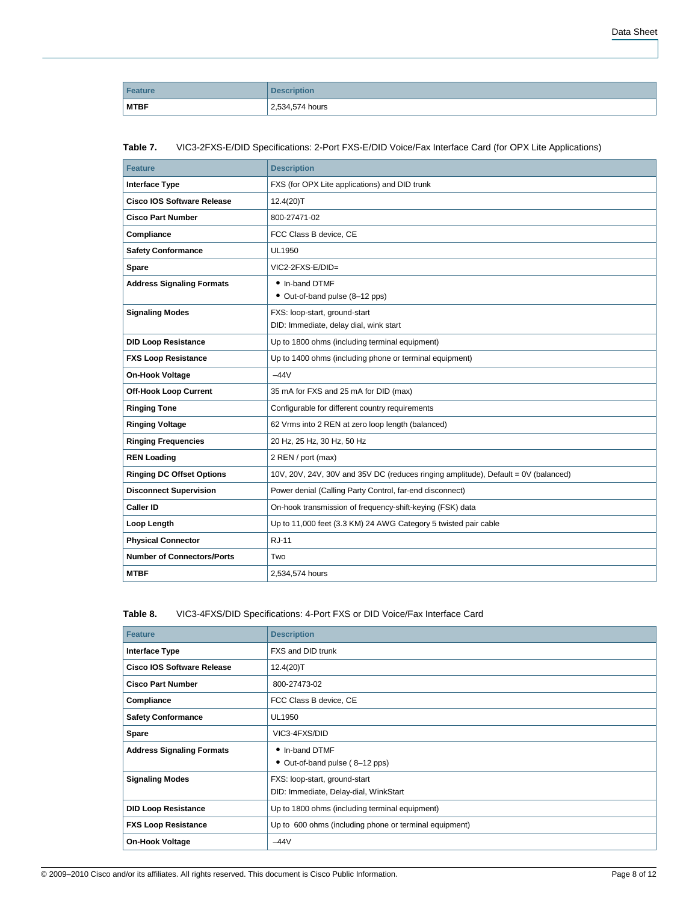| Feature | Description |
|---|---|
| **MTBF** | 2,534,574 hours |

**Table 7.** VIC3-2FXS-E/DID Specifications: 2-Port FXS-E/DID Voice/Fax Interface Card (for OPX Lite Applications)

| Feature | Description |
|---|---|
| **Interface Type** | FXS (for OPX Lite applications) and DID trunk |
| **Cisco IOS Software Release** | 12.4(20)T |
| **Cisco Part Number** | 800-27471-02 |
| **Compliance** | FCC Class B device, CE |
| **Safety Conformance** | UL1950 |
| **Spare** | VIC2-2FXS-E/DID= |
| **Address Signaling Formats** | • In-band DTMF<br>• Out-of-band pulse (8–12 pps) |
| **Signaling Modes** | FXS: loop-start, ground-start<br>DID: Immediate, delay dial, wink start |
| **DID Loop Resistance** | Up to 1800 ohms (including terminal equipment) |
| **FXS Loop Resistance** | Up to 1400 ohms (including phone or terminal equipment) |
| **On-Hook Voltage** | –44V |
| **Off-Hook Loop Current** | 35 mA for FXS and 25 mA for DID (max) |
| **Ringing Tone** | Configurable for different country requirements |
| **Ringing Voltage** | 62 Vrms into 2 REN at zero loop length (balanced) |
| **Ringing Frequencies** | 20 Hz, 25 Hz, 30 Hz, 50 Hz |
| **REN Loading** | 2 REN / port (max) |
| **Ringing DC Offset Options** | 10V, 20V, 24V, 30V and 35V DC (reduces ringing amplitude), Default = 0V (balanced) |
| **Disconnect Supervision** | Power denial (Calling Party Control, far-end disconnect) |
| **Caller ID** | On-hook transmission of frequency-shift-keying (FSK) data |
| **Loop Length** | Up to 11,000 feet (3.3 KM) 24 AWG Category 5 twisted pair cable |
| **Physical Connector** | RJ-11 |
| **Number of Connectors/Ports** | Two |
| **MTBF** | 2,534,574 hours |

**Table 8.** VIC3-4FXS/DID Specifications: 4-Port FXS or DID Voice/Fax Interface Card

| Feature | Description |
|---|---|
| **Interface Type** | FXS and DID trunk |
| **Cisco IOS Software Release** | 12.4(20)T |
| **Cisco Part Number** | 800-27473-02 |
| **Compliance** | FCC Class B device, CE |
| **Safety Conformance** | UL1950 |
| **Spare** | VIC3-4FXS/DID |
| **Address Signaling Formats** | • In-band DTMF<br>• Out-of-band pulse ( 8–12 pps) |
| **Signaling Modes** | FXS: loop-start, ground-start<br>DID: Immediate, Delay-dial, WinkStart |
| **DID Loop Resistance** | Up to 1800 ohms (including terminal equipment) |
| **FXS Loop Resistance** | Up to 600 ohms (including phone or terminal equipment) |
| **On-Hook Voltage** | –44V |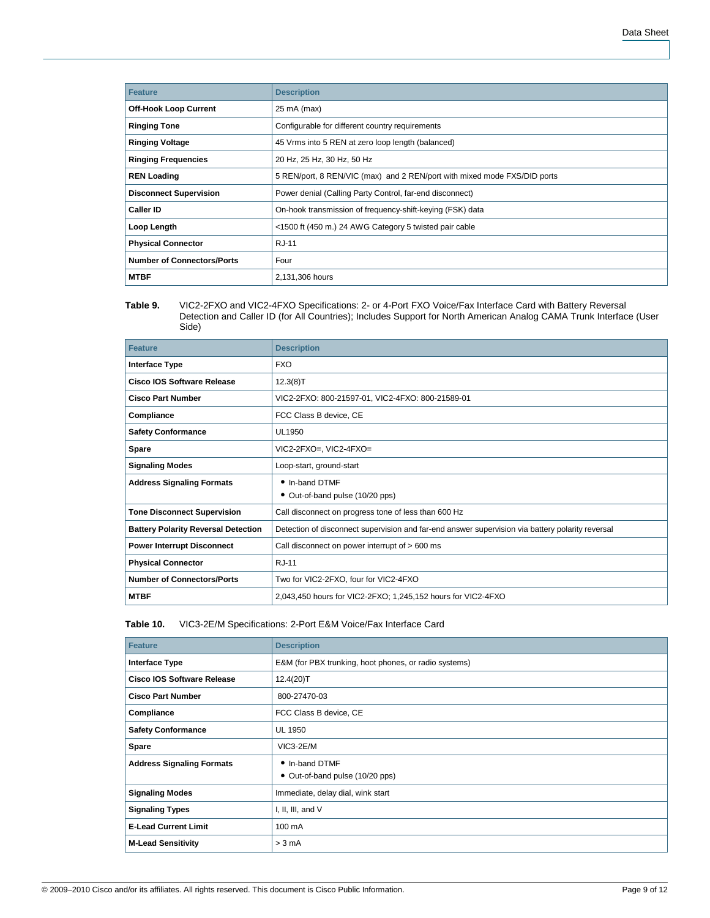| Feature | Description |
| --- | --- |
| **Off-Hook Loop Current** | 25 mA (max) |
| **Ringing Tone** | Configurable for different country requirements |
| **Ringing Voltage** | 45 Vrms into 5 REN at zero loop length (balanced) |
| **Ringing Frequencies** | 20 Hz, 25 Hz, 30 Hz, 50 Hz |
| **REN Loading** | 5 REN/port, 8 REN/VIC (max) and 2 REN/port with mixed mode FXS/DID ports |
| **Disconnect Supervision** | Power denial (Calling Party Control, far-end disconnect) |
| **Caller ID** | On-hook transmission of frequency-shift-keying (FSK) data |
| **Loop Length** | <1500 ft (450 m.) 24 AWG Category 5 twisted pair cable |
| **Physical Connector** | RJ-11 |
| **Number of Connectors/Ports** | Four |
| **MTBF** | 2,131,306 hours |

**Table 9.** VIC2-2FXO and VIC2-4FXO Specifications: 2- or 4-Port FXO Voice/Fax Interface Card with Battery Reversal Detection and Caller ID (for All Countries); Includes Support for North American Analog CAMA Trunk Interface (User Side)

| Feature | Description |
| --- | --- |
| **Interface Type** | FXO |
| **Cisco IOS Software Release** | 12.3(8)T |
| **Cisco Part Number** | VIC2-2FXO: 800-21597-01, VIC2-4FXO: 800-21589-01 |
| **Compliance** | FCC Class B device, CE |
| **Safety Conformance** | UL1950 |
| **Spare** | VIC2-2FXO=, VIC2-4FXO= |
| **Signaling Modes** | Loop-start, ground-start |
| **Address Signaling Formats** | • In-band DTMF<br>• Out-of-band pulse (10/20 pps) |
| **Tone Disconnect Supervision** | Call disconnect on progress tone of less than 600 Hz |
| **Battery Polarity Reversal Detection** | Detection of disconnect supervision and far-end answer supervision via battery polarity reversal |
| **Power Interrupt Disconnect** | Call disconnect on power interrupt of > 600 ms |
| **Physical Connector** | RJ-11 |
| **Number of Connectors/Ports** | Two for VIC2-2FXO, four for VIC2-4FXO |
| **MTBF** | 2,043,450 hours for VIC2-2FXO; 1,245,152 hours for VIC2-4FXO |

**Table 10.** VIC3-2E/M Specifications: 2-Port E&M Voice/Fax Interface Card

| Feature | Description |
| --- | --- |
| **Interface Type** | E&M (for PBX trunking, hoot phones, or radio systems) |
| **Cisco IOS Software Release** | 12.4(20)T |
| **Cisco Part Number** | 800-27470-03 |
| **Compliance** | FCC Class B device, CE |
| **Safety Conformance** | UL 1950 |
| **Spare** | VIC3-2E/M |
| **Address Signaling Formats** | • In-band DTMF<br>• Out-of-band pulse (10/20 pps) |
| **Signaling Modes** | Immediate, delay dial, wink start |
| **Signaling Types** | I, II, III, and V |
| **E-Lead Current Limit** | 100 mA |
| **M-Lead Sensitivity** | > 3 mA |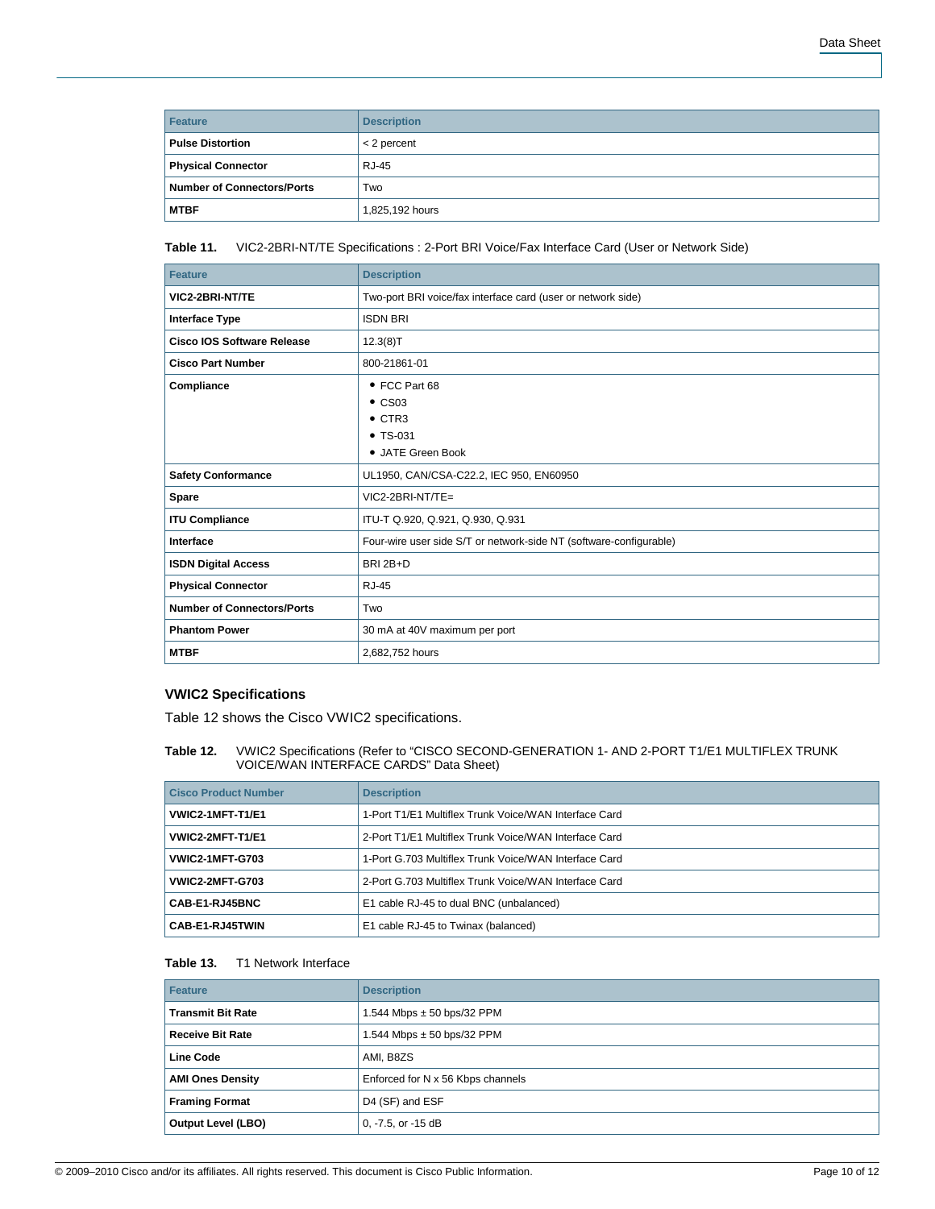| Feature | Description |
| --- | --- |
| **Pulse Distortion** | < 2 percent |
| **Physical Connector** | RJ-45 |
| **Number of Connectors/Ports** | Two |
| **MTBF** | 1,825,192 hours |

**Table 11.** VIC2-2BRI-NT/TE Specifications : 2-Port BRI Voice/Fax Interface Card (User or Network Side)

| Feature | Description |
| --- | --- |
| **VIC2-2BRI-NT/TE** | Two-port BRI voice/fax interface card (user or network side) |
| **Interface Type** | ISDN BRI |
| **Cisco IOS Software Release** | 12.3(8)T |
| **Cisco Part Number** | 800-21861-01 |
| **Compliance** | • FCC Part 68<br>• CS03<br>• CTR3<br>• TS-031<br>• JATE Green Book |
| **Safety Conformance** | UL1950, CAN/CSA-C22.2, IEC 950, EN60950 |
| **Spare** | VIC2-2BRI-NT/TE= |
| **ITU Compliance** | ITU-T Q.920, Q.921, Q.930, Q.931 |
| **Interface** | Four-wire user side S/T or network-side NT (software-configurable) |
| **ISDN Digital Access** | BRI 2B+D |
| **Physical Connector** | RJ-45 |
| **Number of Connectors/Ports** | Two |
| **Phantom Power** | 30 mA at 40V maximum per port |
| **MTBF** | 2,682,752 hours |

### VWIC2 Specifications

Table 12 shows the Cisco VWIC2 specifications.

**Table 12.** VWIC2 Specifications (Refer to “CISCO SECOND-GENERATION 1- AND 2-PORT T1/E1 MULTIFLEX TRUNK VOICE/WAN INTERFACE CARDS” Data Sheet)

| Cisco Product Number | Description |
| --- | --- |
| **VWIC2-1MFT-T1/E1** | 1-Port T1/E1 Multiflex Trunk Voice/WAN Interface Card |
| **VWIC2-2MFT-T1/E1** | 2-Port T1/E1 Multiflex Trunk Voice/WAN Interface Card |
| **VWIC2-1MFT-G703** | 1-Port G.703 Multiflex Trunk Voice/WAN Interface Card |
| **VWIC2-2MFT-G703** | 2-Port G.703 Multiflex Trunk Voice/WAN Interface Card |
| **CAB-E1-RJ45BNC** | E1 cable RJ-45 to dual BNC (unbalanced) |
| **CAB-E1-RJ45TWIN** | E1 cable RJ-45 to Twinax (balanced) |

**Table 13.** T1 Network Interface

| Feature | Description |
| --- | --- |
| **Transmit Bit Rate** | 1.544 Mbps ± 50 bps/32 PPM |
| **Receive Bit Rate** | 1.544 Mbps ± 50 bps/32 PPM |
| **Line Code** | AMI, B8ZS |
| **AMI Ones Density** | Enforced for N x 56 Kbps channels |
| **Framing Format** | D4 (SF) and ESF |
| **Output Level (LBO)** | 0, -7.5, or -15 dB |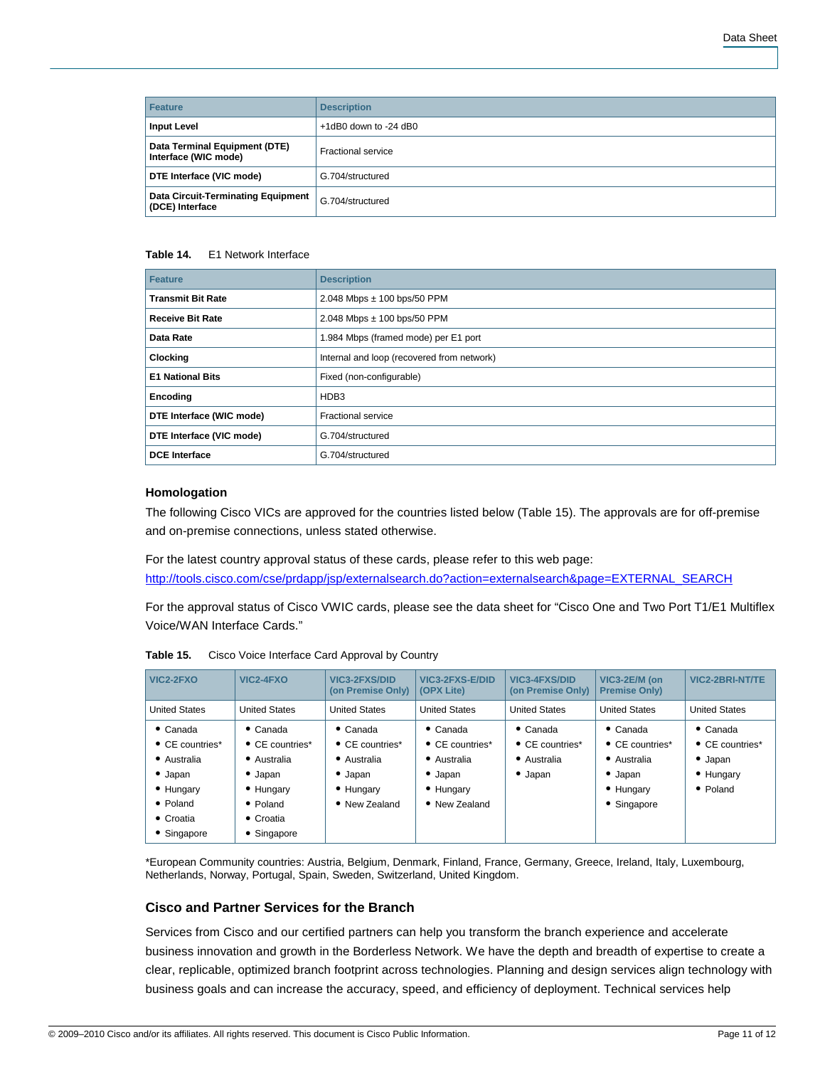| Feature | Description |
| --- | --- |
| **Input Level** | +1dB0 down to -24 dB0 |
| **Data Terminal Equipment (DTE) Interface (WIC mode)** | Fractional service |
| **DTE Interface (VIC mode)** | G.704/structured |
| **Data Circuit-Terminating Equipment (DCE) Interface** | G.704/structured |

**Table 14.** E1 Network Interface

| Feature | Description |
| --- | --- |
| **Transmit Bit Rate** | 2.048 Mbps ± 100 bps/50 PPM |
| **Receive Bit Rate** | 2.048 Mbps ± 100 bps/50 PPM |
| **Data Rate** | 1.984 Mbps (framed mode) per E1 port |
| **Clocking** | Internal and loop (recovered from network) |
| **E1 National Bits** | Fixed (non-configurable) |
| **Encoding** | HDB3 |
| **DTE Interface (WIC mode)** | Fractional service |
| **DTE Interface (VIC mode)** | G.704/structured |
| **DCE Interface** | G.704/structured |

### Homologation

The following Cisco VICs are approved for the countries listed below (Table 15). The approvals are for off-premise and on-premise connections, unless stated otherwise.

For the latest country approval status of these cards, please refer to this web page: http://tools.cisco.com/cse/prdapp/jsp/externalsearch.do?action=externalsearch&page=EXTERNAL_SEARCH

For the approval status of Cisco VWIC cards, please see the data sheet for "Cisco One and Two Port T1/E1 Multiflex Voice/WAN Interface Cards."

**Table 15.** Cisco Voice Interface Card Approval by Country

| VIC2-2FXO | VIC2-4FXO | VIC3-2FXS/DID (on Premise Only) | VIC3-2FXS-E/DID (OPX Lite) | VIC3-4FXS/DID (on Premise Only) | VIC3-2E/M (on Premise Only) | VIC2-2BRI-NT/TE |
| --- | --- | --- | --- | --- | --- | --- |
| United States | United States | United States | United States | United States | United States | United States |
| • Canada<br>• CE countries*<br>• Australia<br>• Japan<br>• Hungary<br>• Poland<br>• Croatia<br>• Singapore | • Canada<br>• CE countries*<br>• Australia<br>• Japan<br>• Hungary<br>• Poland<br>• Croatia<br>• Singapore | • Canada<br>• CE countries*<br>• Australia<br>• Japan<br>• Hungary<br>• New Zealand | • Canada<br>• CE countries*<br>• Australia<br>• Japan<br>• Hungary<br>• New Zealand | • Canada<br>• CE countries*<br>• Australia<br>• Japan | • Canada<br>• CE countries*<br>• Australia<br>• Japan<br>• Hungary<br>• Singapore | • Canada<br>• CE countries*<br>• Japan<br>• Hungary<br>• Poland |

*European Community countries: Austria, Belgium, Denmark, Finland, France, Germany, Greece, Ireland, Italy, Luxembourg, Netherlands, Norway, Portugal, Spain, Sweden, Switzerland, United Kingdom.

### Cisco and Partner Services for the Branch

Services from Cisco and our certified partners can help you transform the branch experience and accelerate business innovation and growth in the Borderless Network. We have the depth and breadth of expertise to create a clear, replicable, optimized branch footprint across technologies. Planning and design services align technology with business goals and can increase the accuracy, speed, and efficiency of deployment. Technical services help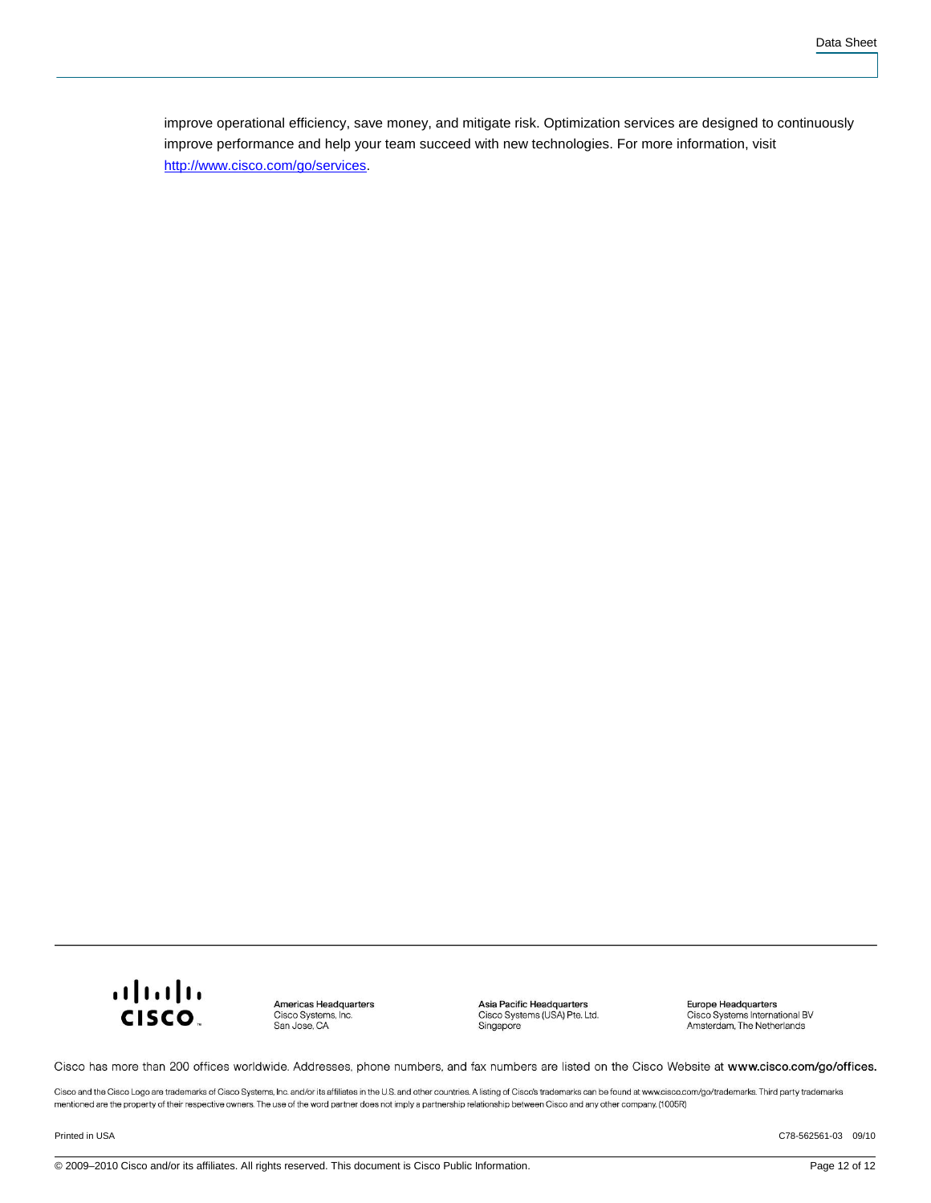improve operational efficiency, save money, and mitigate risk. Optimization services are designed to continuously improve performance and help your team succeed with new technologies. For more information, visit [http://www.cisco.com/go/services](http://www.cisco.com/go/services).

**Americas Headquarters**
Cisco Systems, Inc.
San Jose, CA

**Asia Pacific Headquarters**
Cisco Systems (USA) Pte. Ltd.
Singapore

**Europe Headquarters**
Cisco Systems International BV
Amsterdam, The Netherlands

Cisco has more than 200 offices worldwide. Addresses, phone numbers, and fax numbers are listed on the Cisco Website at **www.cisco.com/go/offices.**

Cisco and the Cisco Logo are trademarks of Cisco Systems, Inc. and/or its affiliates in the U.S. and other countries. A listing of Cisco's trademarks can be found at www.cisco.com/go/trademarks. Third party trademarks mentioned are the property of their respective owners. The use of the word partner does not imply a partnership relationship between Cisco and any other company. (1005R)

Printed in USA

C78-562561-03 09/10